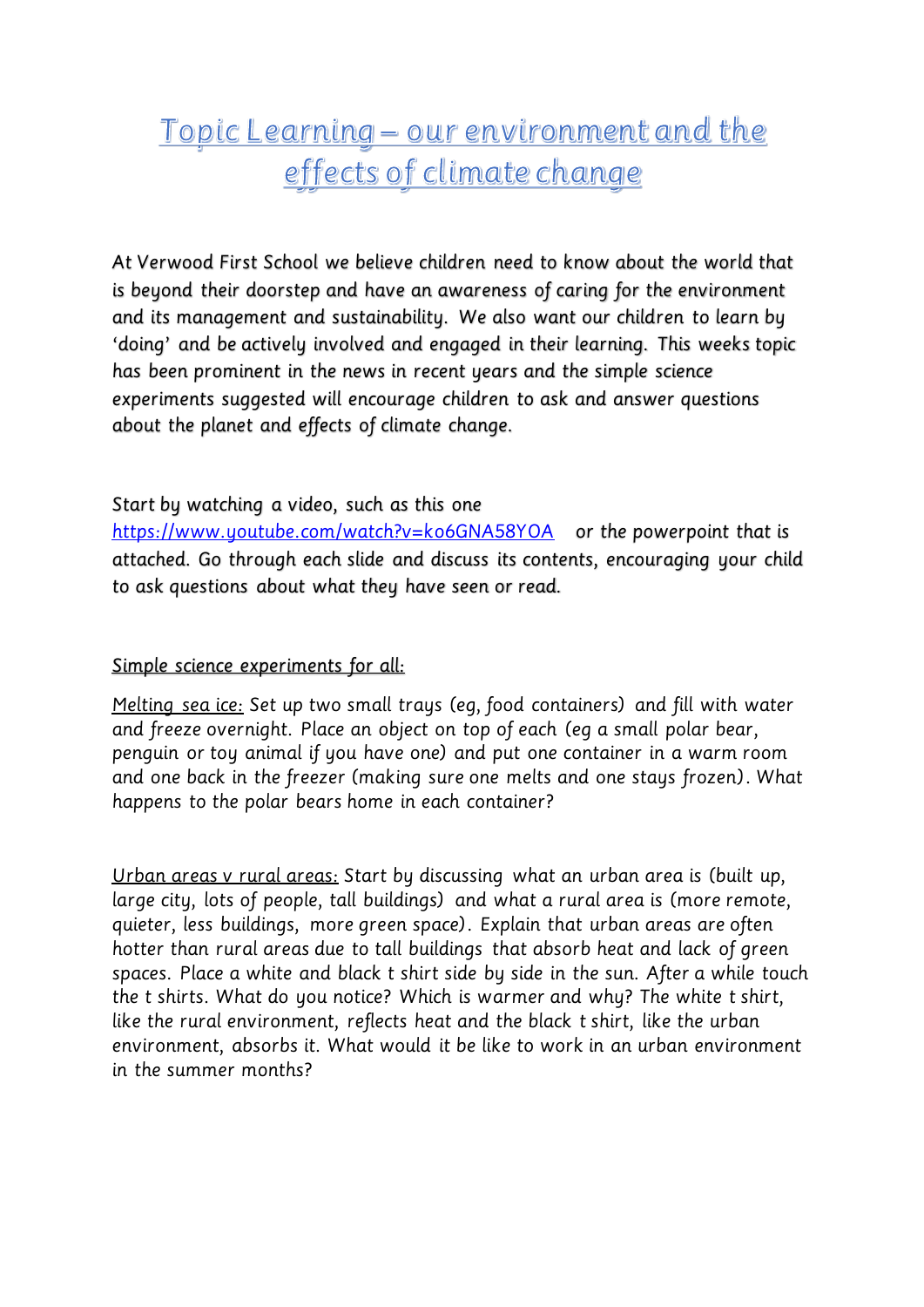# Topic Learning – our environment and the effects of climate change

At Verwood First School we believe children need to know about the world that is beyond their doorstep and have an awareness of caring for the environment and its management and sustainability. We also want our children to learn by 'doing' and be actively involved and engaged in their learning. This weeks topic has been prominent in the news in recent years and the simple science experiments suggested will encourage children to ask and answer questions about the planet and effects of climate change.

Start by watching a video, such as this one https://www.youtube.com/watch?v=ko6GNA58YOA or the powerpoint that is attached. Go through each slide and discuss its contents, encouraging your child to ask questions about what they have seen or read.

## Simple science experiments for all:

Melting sea ice: Set up two small trays (eg, food containers) and fill with water and freeze overnight. Place an object on top of each (eg a small polar bear, penguin or toy animal if you have one) and put one container in a warm room and one back in the freezer (making sure one melts and one stays frozen). What happens to the polar bears home in each container?

Urban areas v rural areas: Start by discussing what an urban area is (built up, large city, lots of people, tall buildings) and what a rural area is (more remote, quieter, less buildings, more green space). Explain that urban areas are often hotter than rural areas due to tall buildings that absorb heat and lack of green spaces. Place a white and black t shirt side by side in the sun. After a while touch the t shirts. What do you notice? Which is warmer and why? The white t shirt, like the rural environment, reflects heat and the black t shirt, like the urban environment, absorbs it. What would it be like to work in an urban environment in the summer months?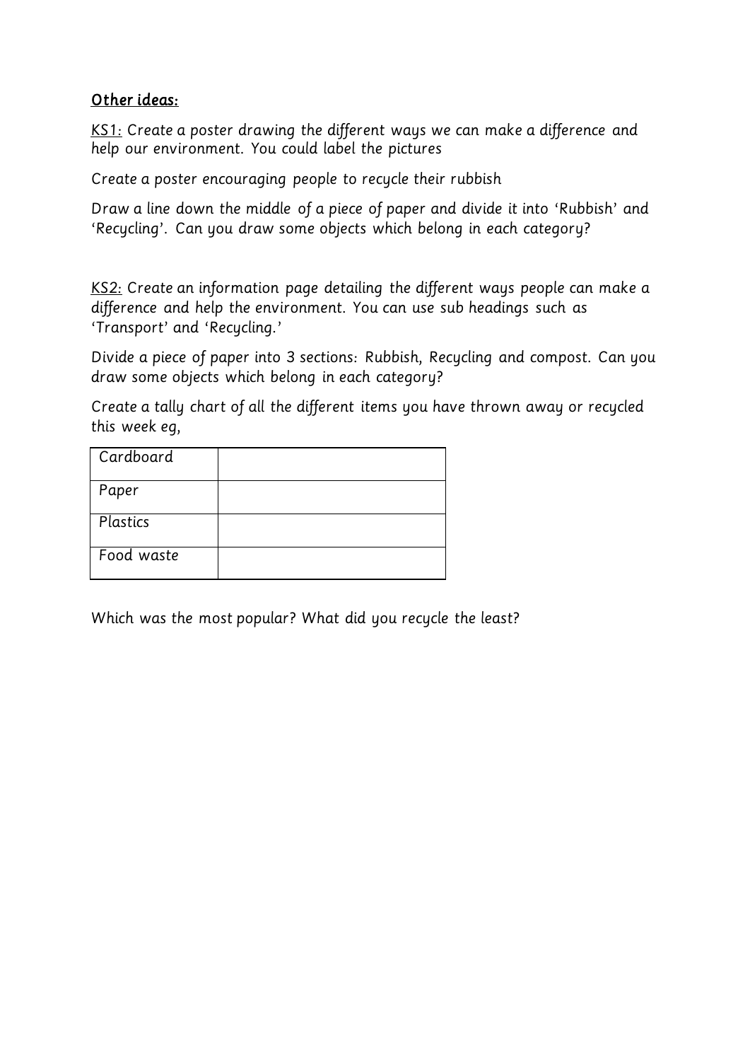## Other ideas:

KS1: Create a poster drawing the different ways we can make a difference and help our environment. You could label the pictures

Create a poster encouraging people to recycle their rubbish

Draw a line down the middle of a piece of paper and divide it into 'Rubbish' and 'Recycling'. Can you draw some objects which belong in each category?

KS2: Create an information page detailing the different ways people can make a difference and help the environment. You can use sub headings such as 'Transport' and 'Recycling.'

Divide a piece of paper into 3 sections: Rubbish, Recycling and compost. Can you draw some objects which belong in each category?

Create a tally chart of all the different items you have thrown away or recycled this week eg,

| | |
|---|---|
| Cardboard | |
| Paper | |
| Plastics | |
| Food waste | |

Which was the most popular? What did you recycle the least?